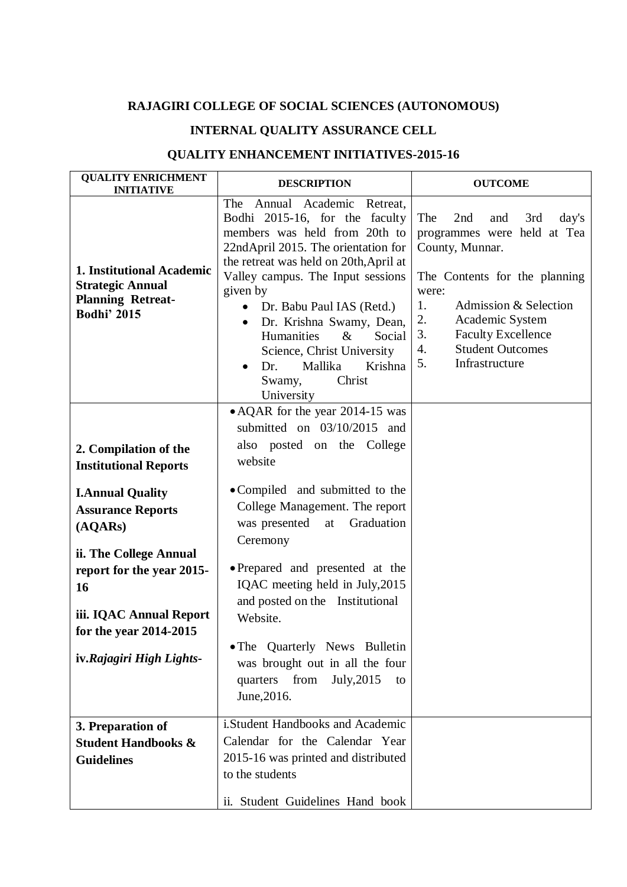# RAJAGIRI COLLEGE OF SOCIAL SCIENCES (AUTONOMOUS)

## INTERNAL QUALITY ASSURANCE CELL

## QUALITY ENHANCEMENT INITIATIVES-2015-16

| QUALITY ENRICHMENT INITIATIVE | DESCRIPTION | OUTCOME |
|---|---|---|
| **1. Institutional Academic Strategic Annual Planning Retreat- Bodhi' 2015** | The Annual Academic Retreat, Bodhi 2015-16, for the faculty members was held from 20th to 22ndApril 2015. The orientation for the retreat was held on 20th,April at Valley campus. The Input sessions given by<br>• Dr. Babu Paul IAS (Retd.)<br>• Dr. Krishna Swamy, Dean, Humanities & Social Science, Christ University<br>• Dr. Mallika Krishna Swamy, Christ University | The 2nd and 3rd day's programmes were held at Tea County, Munnar.<br><br>The Contents for the planning were:<br>1. Admission & Selection<br>2. Academic System<br>3. Faculty Excellence<br>4. Student Outcomes<br>5. Infrastructure |
| **2. Compilation of the Institutional Reports**<br><br>**I.Annual Quality Assurance Reports (AQARs)**<br><br>**ii. The College Annual report for the year 2015-16**<br><br>**iii. IQAC Annual Report for the year 2014-2015**<br><br>**iv.*Rajagiri High Lights-*** | • AQAR for the year 2014-15 was submitted on 03/10/2015 and also posted on the College website<br><br>• Compiled and submitted to the College Management. The report was presented at Graduation Ceremony<br><br>• Prepared and presented at the IQAC meeting held in July,2015 and posted on the Institutional Website.<br><br>• The Quarterly News Bulletin was brought out in all the four quarters from July,2015 to June,2016. | |
| **3. Preparation of Student Handbooks & Guidelines** | i.Student Handbooks and Academic Calendar for the Calendar Year 2015-16 was printed and distributed to the students<br><br>ii. Student Guidelines Hand book | |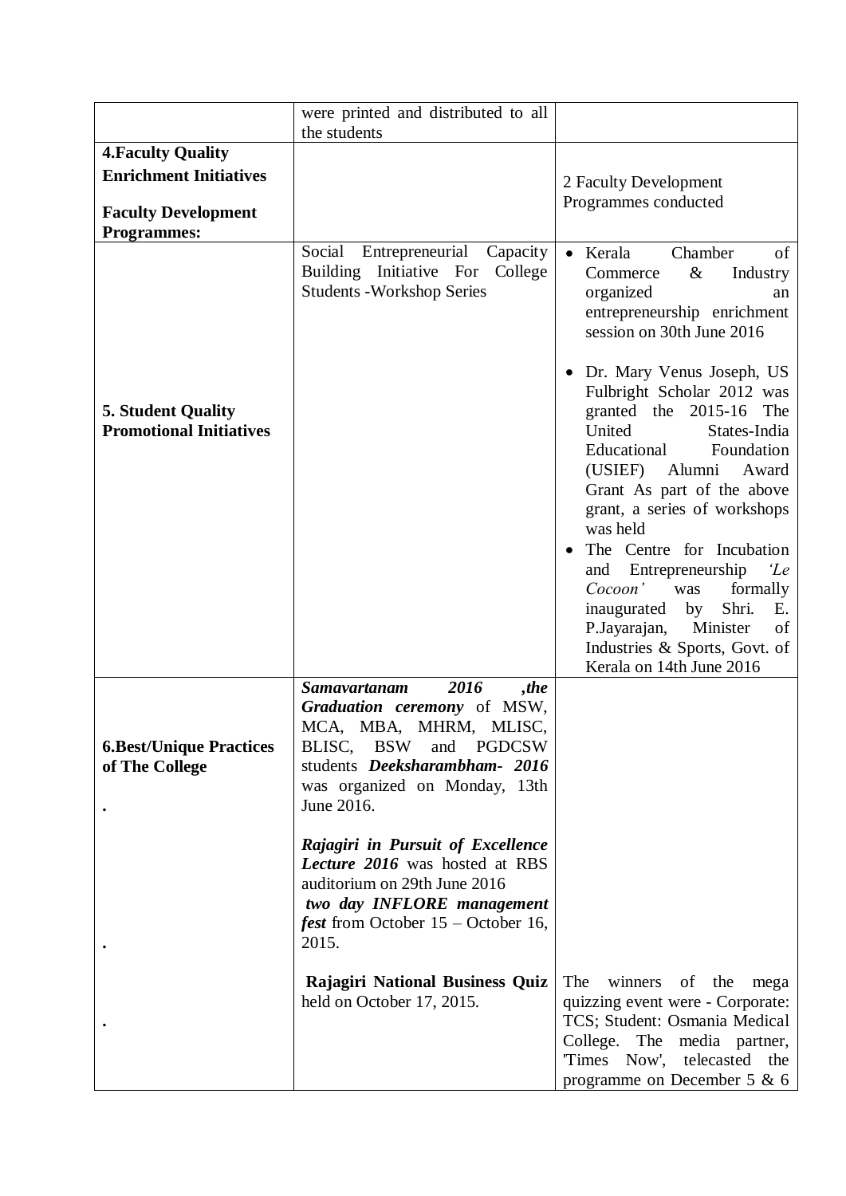| | | |
|---|---|---|
| | were printed and distributed to all the students | |
| **4.Faculty Quality Enrichment Initiatives**<br><br>**Faculty Development Programmes:** | | 2 Faculty Development Programmes conducted |
| **5. Student Quality Promotional Initiatives** | Social Entrepreneurial Capacity Building Initiative For College Students -Workshop Series | • Kerala Chamber of Commerce & Industry organized an entrepreneurship enrichment session on 30th June 2016<br><br>• Dr. Mary Venus Joseph, US Fulbright Scholar 2012 was granted the 2015-16 The United States-India Educational Foundation (USIEF) Alumni Award Grant As part of the above grant, a series of workshops was held<br>• The Centre for Incubation and Entrepreneurship *'Le Cocoon'* was formally inaugurated by Shri. E. P.Jayarajan, Minister of Industries & Sports, Govt. of Kerala on 14th June 2016 |
| **6.Best/Unique Practices of The College**<br><br>.<br><br>.<br><br>. | ***Samavartanam 2016 ,the Graduation ceremony*** of MSW, MCA, MBA, MHRM, MLISC, BLISC, BSW and PGDCSW students ***Deeksharambham- 2016*** was organized on Monday, 13th June 2016.<br><br>***Rajagiri in Pursuit of Excellence Lecture 2016*** was hosted at RBS auditorium on 29th June 2016<br>***two day INFLORE management fest*** from October 15 – October 16, 2015.<br><br>**Rajagiri National Business Quiz** held on October 17, 2015. | The winners of the mega quizzing event were - Corporate: TCS; Student: Osmania Medical College. The media partner, 'Times Now', telecasted the programme on December 5 & 6 |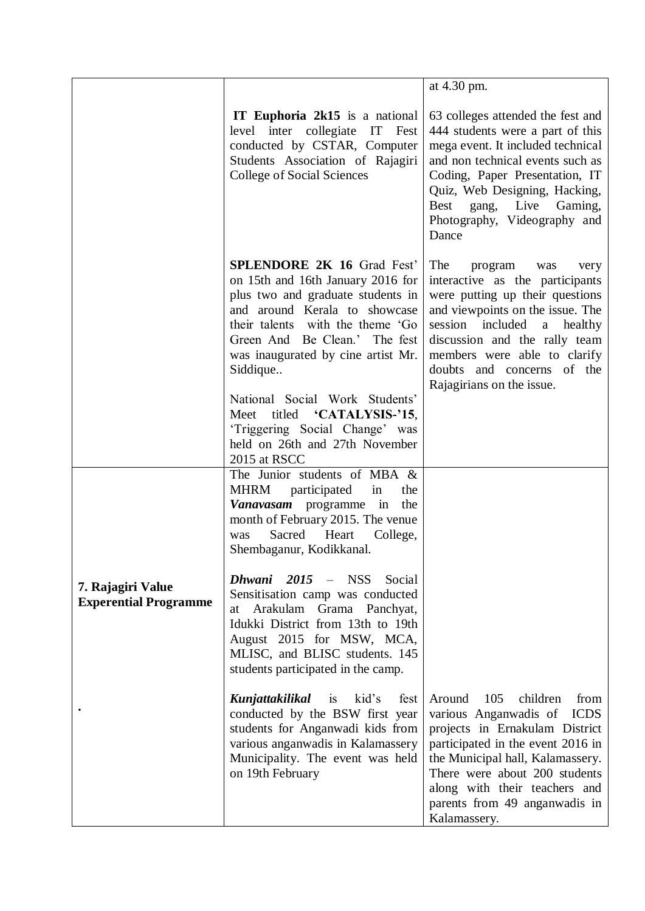| | | |
|---|---|---|
| | **IT Euphoria 2k15** is a national level inter collegiate IT Fest conducted by CSTAR, Computer Students Association of Rajagiri College of Social Sciences | at 4.30 pm.<br><br>63 colleges attended the fest and 444 students were a part of this mega event. It included technical and non technical events such as Coding, Paper Presentation, IT Quiz, Web Designing, Hacking, Best gang, Live Gaming, Photography, Videography and Dance |
| | **SPLENDORE 2K 16** Grad Fest' on 15th and 16th January 2016 for plus two and graduate students in and around Kerala to showcase their talents with the theme 'Go Green And Be Clean.' The fest was inaugurated by cine artist Mr. Siddique..<br><br>National Social Work Students' Meet titled **'CATALYSIS-'15**, 'Triggering Social Change' was held on 26th and 27th November 2015 at RSCC | The program was very interactive as the participants were putting up their questions and viewpoints on the issue. The session included a healthy discussion and the rally team members were able to clarify doubts and concerns of the Rajagirians on the issue. |
| **7. Rajagiri Value Experential Programme**<br><br>. | The Junior students of MBA & MHRM participated in the ***Vanavasam*** programme in the month of February 2015. The venue was Sacred Heart College, Shembaganur, Kodikkanal.<br><br>***Dhwani 2015*** – NSS Social Sensitisation camp was conducted at Arakulam Grama Panchyat, Idukki District from 13th to 19th August 2015 for MSW, MCA, MLISC, and BLISC students. 145 students participated in the camp.<br><br>***Kunjattakilikal*** is kid's fest conducted by the BSW first year students for Anganwadi kids from various anganwadis in Kalamassery Municipality. The event was held on 19th February | Around 105 children from various Anganwadis of ICDS projects in Ernakulam District participated in the event 2016 in the Municipal hall, Kalamassery. There were about 200 students along with their teachers and parents from 49 anganwadis in Kalamassery. |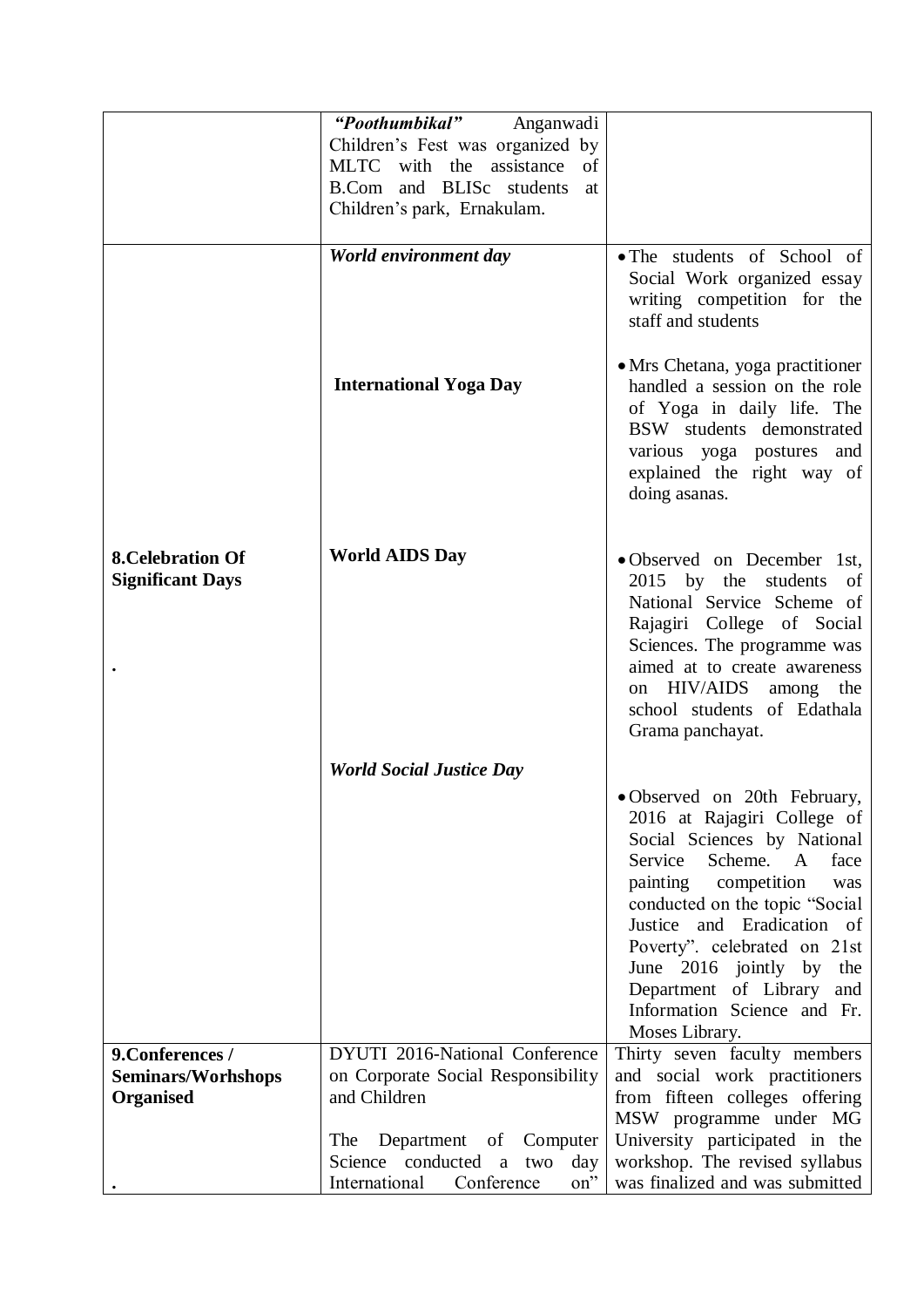| | | |
|---|---|---|
| | ***"Poothumbikal"*** Anganwadi Children's Fest was organized by MLTC with the assistance of B.Com and BLISc students at Children's park, Ernakulam. | |
| **8.Celebration Of Significant Days** <br> . | ***World environment day*** | • The students of School of Social Work organized essay writing competition for the staff and students |
| | **International Yoga Day** | • Mrs Chetana, yoga practitioner handled a session on the role of Yoga in daily life. The BSW students demonstrated various yoga postures and explained the right way of doing asanas. |
| | **World AIDS Day** | • Observed on December 1st, 2015 by the students of National Service Scheme of Rajagiri College of Social Sciences. The programme was aimed at to create awareness on HIV/AIDS among the school students of Edathala Grama panchayat. |
| | ***World Social Justice Day*** | • Observed on 20th February, 2016 at Rajagiri College of Social Sciences by National Service Scheme. A face painting competition was conducted on the topic "Social Justice and Eradication of Poverty". celebrated on 21st June 2016 jointly by the Department of Library and Information Science and Fr. Moses Library. |
| **9.Conferences / Seminars/Worhshops Organised** <br> . | DYUTI 2016-National Conference on Corporate Social Responsibility and Children <br><br> The Department of Computer Science conducted a two day International Conference on" | Thirty seven faculty members and social work practitioners from fifteen colleges offering MSW programme under MG University participated in the workshop. The revised syllabus was finalized and was submitted |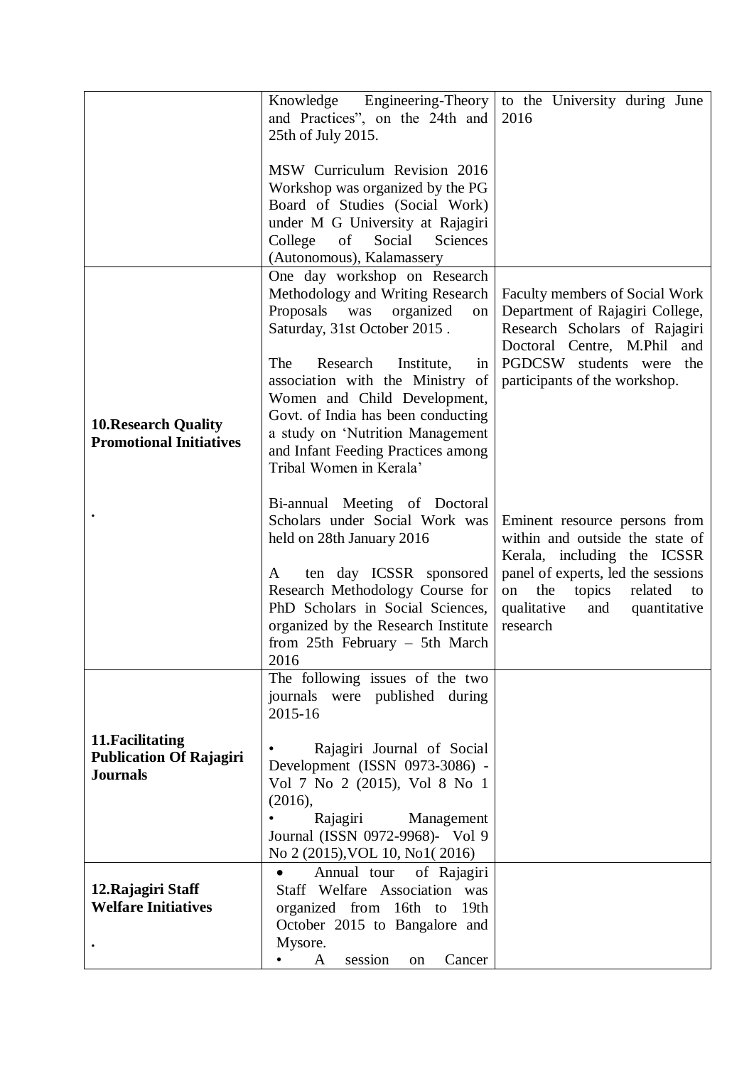| | | |
|---|---|---|
| | Knowledge Engineering-Theory and Practices", on the 24th and 25th of July 2015.<br><br>MSW Curriculum Revision 2016 Workshop was organized by the PG Board of Studies (Social Work) under M G University at Rajagiri College of Social Sciences (Autonomous), Kalamassery | to the University during June 2016 |
| **10.Research Quality Promotional Initiatives**<br><br>. | One day workshop on Research Methodology and Writing Research Proposals was organized on Saturday, 31st October 2015 .<br><br>The Research Institute, in association with the Ministry of Women and Child Development, Govt. of India has been conducting a study on 'Nutrition Management and Infant Feeding Practices among Tribal Women in Kerala'<br><br>Bi-annual Meeting of Doctoral Scholars under Social Work was held on 28th January 2016<br><br>A ten day ICSSR sponsored Research Methodology Course for PhD Scholars in Social Sciences, organized by the Research Institute from 25th February – 5th March 2016 | Faculty members of Social Work Department of Rajagiri College, Research Scholars of Rajagiri Doctoral Centre, M.Phil and PGDCSW students were the participants of the workshop.<br><br>Eminent resource persons from within and outside the state of Kerala, including the ICSSR panel of experts, led the sessions on the topics related to qualitative and quantitative research |
| **11.Facilitating Publication Of Rajagiri Journals** | The following issues of the two journals were published during 2015-16<br><br>• Rajagiri Journal of Social Development (ISSN 0973-3086) - Vol 7 No 2 (2015), Vol 8 No 1 (2016),<br>• Rajagiri Management Journal (ISSN 0972-9968)- Vol 9 No 2 (2015),VOL 10, No1( 2016) | |
| **12.Rajagiri Staff Welfare Initiatives**<br><br>. | • Annual tour of Rajagiri Staff Welfare Association was organized from 16th to 19th October 2015 to Bangalore and Mysore.<br>• A session on Cancer | |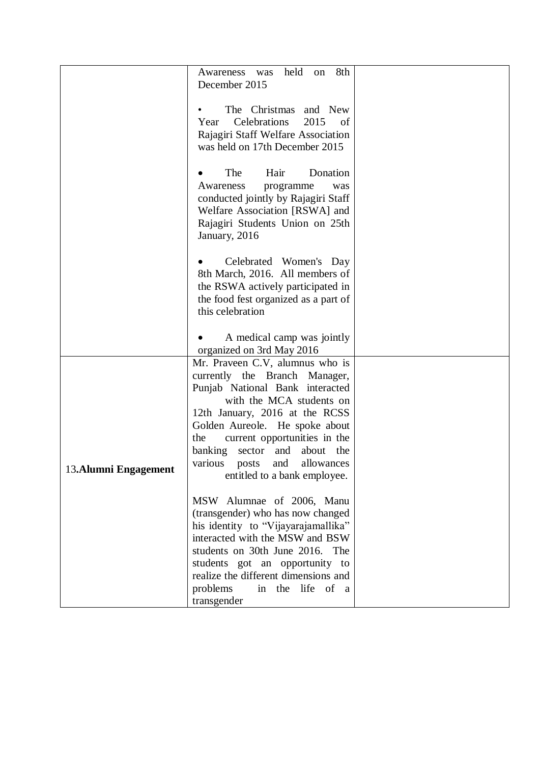| | | |
|---|---|---|
| | Awareness was held on 8th December 2015<br><br>• The Christmas and New Year Celebrations 2015 of Rajagiri Staff Welfare Association was held on 17th December 2015<br><br>• The Hair Donation Awareness programme was conducted jointly by Rajagiri Staff Welfare Association [RSWA] and Rajagiri Students Union on 25th January, 2016<br><br>• Celebrated Women's Day 8th March, 2016. All members of the RSWA actively participated in the food fest organized as a part of this celebration<br><br>• A medical camp was jointly organized on 3rd May 2016 | |
| 13.**Alumni Engagement** | Mr. Praveen C.V, alumnus who is currently the Branch Manager, Punjab National Bank interacted with the MCA students on 12th January, 2016 at the RCSS Golden Aureole. He spoke about the current opportunities in the banking sector and about the various posts and allowances entitled to a bank employee.<br><br>MSW Alumnae of 2006, Manu (transgender) who has now changed his identity to "Vijayarajamallika" interacted with the MSW and BSW students on 30th June 2016. The students got an opportunity to realize the different dimensions and problems in the life of a transgender | |